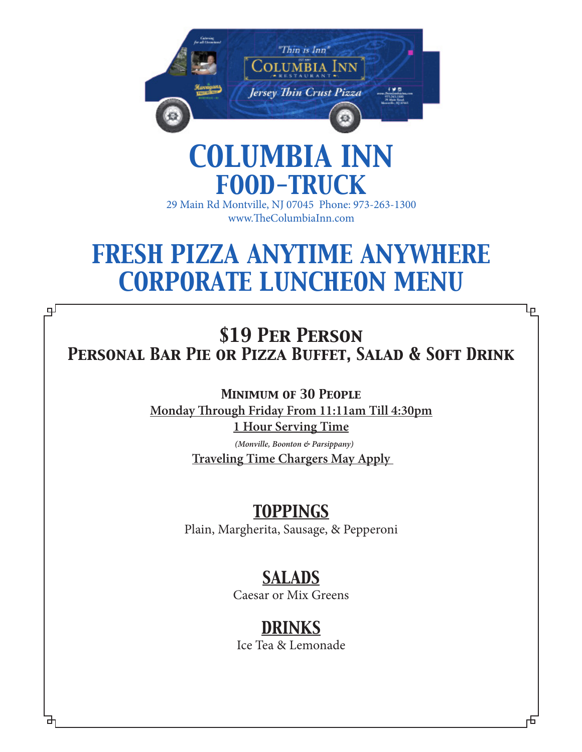# COLUMBIA INN FOOD-TRUCK

29 Main Rd Montville, NJ 07045 Phone: 973-263-1300
www.TheColumbiaInn.com

# FRESH PIZZA ANYTIME ANYWHERE CORPORATE LUNCHEON MENU

## $19 Per Person
## Personal Bar Pie or Pizza Buffet, Salad & Soft Drink

**Minimum of 30 People**

**Monday Through Friday From 11:11am Till 4:30pm**

**1 Hour Serving Time**

***(Monville, Boonton & Parsippany)***

**Traveling Time Chargers May Apply**

## TOPPINGS

Plain, Margherita, Sausage, & Pepperoni

## SALADS

Caesar or Mix Greens

## DRINKS

Ice Tea & Lemonade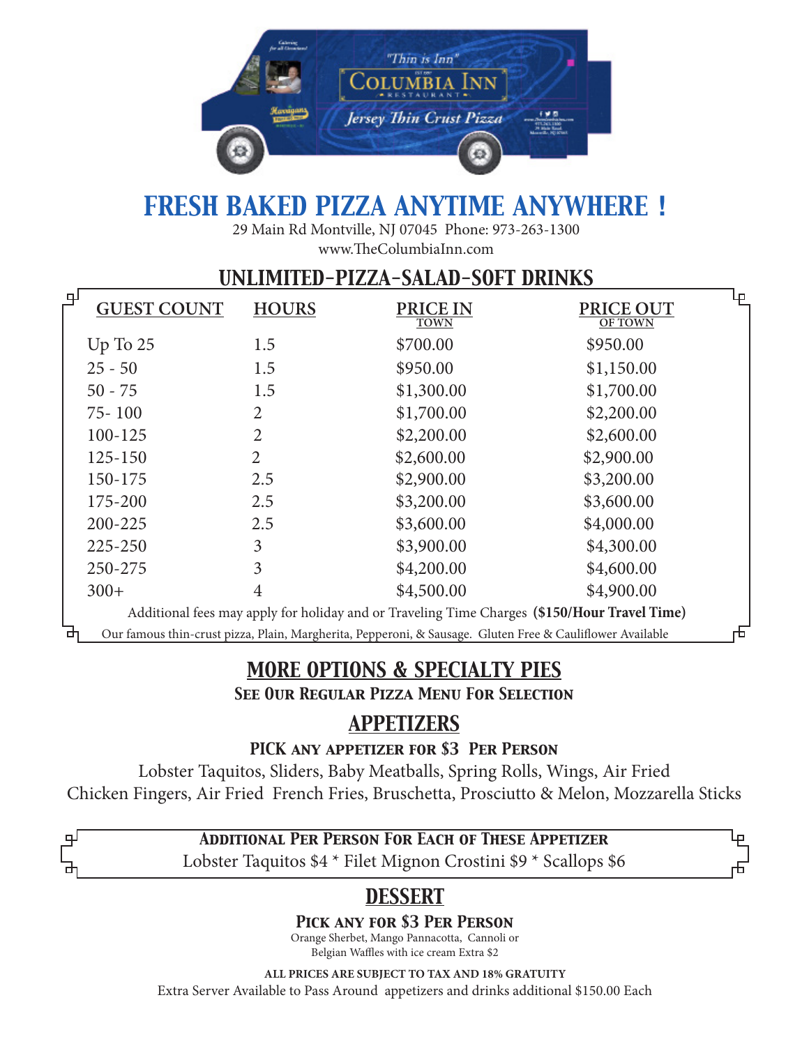# FRESH BAKED PIZZA ANYTIME ANYWHERE !

29 Main Rd Montville, NJ 07045 Phone: 973-263-1300

www.TheColumbiaInn.com

## UNLIMITED-PIZZA-SALAD-SOFT DRINKS

| GUEST COUNT | HOURS | PRICE IN TOWN | PRICE OUT OF TOWN |
|---|---|---|---|
| Up To 25 | 1.5 | $700.00 | $950.00 |
| 25 - 50 | 1.5 | $950.00 | $1,150.00 |
| 50 - 75 | 1.5 | $1,300.00 | $1,700.00 |
| 75- 100 | 2 | $1,700.00 | $2,200.00 |
| 100-125 | 2 | $2,200.00 | $2,600.00 |
| 125-150 | 2 | $2,600.00 | $2,900.00 |
| 150-175 | 2.5 | $2,900.00 | $3,200.00 |
| 175-200 | 2.5 | $3,200.00 | $3,600.00 |
| 200-225 | 2.5 | $3,600.00 | $4,000.00 |
| 225-250 | 3 | $3,900.00 | $4,300.00 |
| 250-275 | 3 | $4,200.00 | $4,600.00 |
| 300+ | 4 | $4,500.00 | $4,900.00 |

Additional fees may apply for holiday and or Traveling Time Charges **($150/Hour Travel Time)**

Our famous thin-crust pizza, Plain, Margherita, Pepperoni, & Sausage. Gluten Free & Cauliflower Available

## MORE OPTIONS & SPECIALTY PIES

**SEE OUR REGULAR PIZZA MENU FOR SELECTION**

## APPETIZERS

**PICK ANY APPETIZER FOR $3 PER PERSON**

Lobster Taquitos, Sliders, Baby Meatballs, Spring Rolls, Wings, Air Fried Chicken Fingers, Air Fried French Fries, Bruschetta, Prosciutto & Melon, Mozzarella Sticks

**ADDITIONAL PER PERSON FOR EACH OF THESE APPETIZER**

Lobster Taquitos $4 * Filet Mignon Crostini $9 * Scallops $6

## DESSERT

**PICK ANY FOR $3 PER PERSON**

Orange Sherbet, Mango Pannacotta, Cannoli or Belgian Waffles with ice cream Extra $2

**ALL PRICES ARE SUBJECT TO TAX AND 18% GRATUITY**

Extra Server Available to Pass Around appetizers and drinks additional $150.00 Each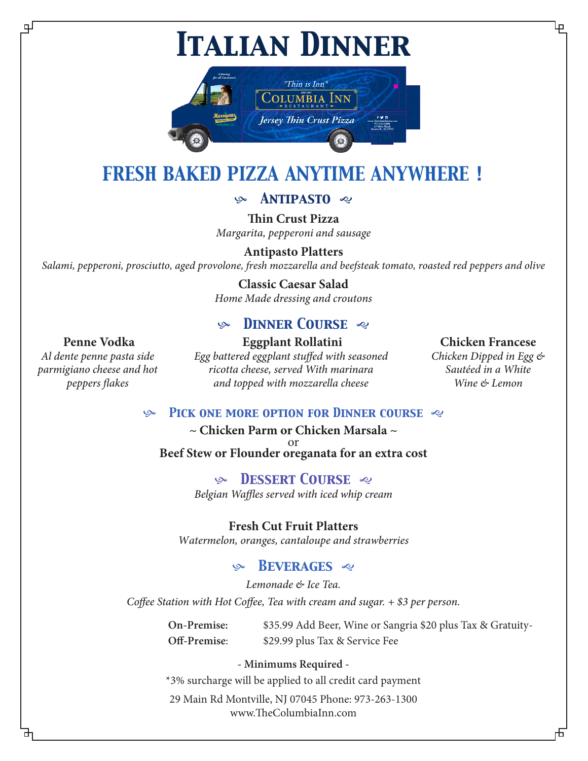# Italian Dinner

## FRESH BAKED PIZZA ANYTIME ANYWHERE !

### Antipasto

**Thin Crust Pizza**
*Margarita, pepperoni and sausage*

**Antipasto Platters**
*Salami, pepperoni, prosciutto, aged provolone, fresh mozzarella and beefsteak tomato, roasted red peppers and olive*

**Classic Caesar Salad**
*Home Made dressing and croutons*

### Dinner Course

**Penne Vodka**
*Al dente penne pasta side parmigiano cheese and hot peppers flakes*

**Eggplant Rollatini**
*Egg battered eggplant stuffed with seasoned ricotta cheese, served With marinara and topped with mozzarella cheese*

**Chicken Francese**
*Chicken Dipped in Egg & Sautéed in a White Wine & Lemon*

### Pick one more option for Dinner course

**~ Chicken Parm or Chicken Marsala ~**
or
**Beef Stew or Flounder oreganata for an extra cost**

### Dessert Course

*Belgian Waffles served with iced whip cream*

**Fresh Cut Fruit Platters**
*Watermelon, oranges, cantaloupe and strawberries*

### Beverages

*Lemonade & Ice Tea.*

*Coffee Station with Hot Coffee, Tea with cream and sugar. + $3 per person.*

**On-Premise:** $35.99 Add Beer, Wine or Sangria $20 plus Tax & Gratuity-
**Off-Premise**: $29.99 plus Tax & Service Fee

- **Minimums Required** -

*3% surcharge will be applied to all credit card payment

29 Main Rd Montville, NJ 07045 Phone: 973-263-1300
www.TheColumbiaInn.com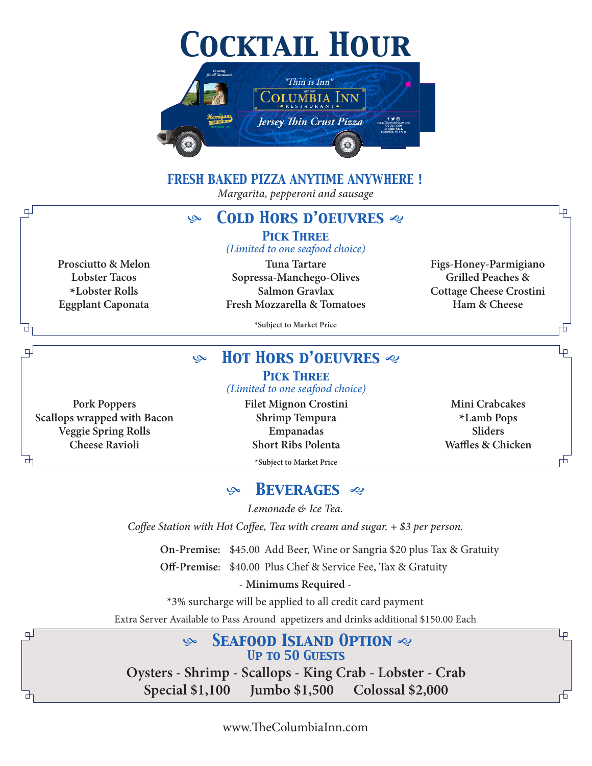# Cocktail Hour

**FRESH BAKED PIZZA ANYTIME ANYWHERE !**

*Margarita, pepperoni and sausage*

## Cold Hors d'oeuvres

### Pick Three

*(Limited to one seafood choice)*

**Prosciutto & Melon**
**Lobster Tacos**
***Lobster Rolls**
**Eggplant Caponata**
**Tuna Tartare**
**Sopressa-Manchego-Olives**
**Salmon Gravlax**
**Fresh Mozzarella & Tomatoes**
**Figs-Honey-Parmigiano**
**Grilled Peaches & Cottage Cheese Crostini**
**Ham & Cheese**

*Subject to Market Price

## Hot Hors d'oeuvres

### Pick Three

*(Limited to one seafood choice)*

**Pork Poppers**
**Scallops wrapped with Bacon**
**Veggie Spring Rolls**
**Cheese Ravioli**
**Filet Mignon Crostini**
**Shrimp Tempura**
**Empanadas**
**Short Ribs Polenta**
**Mini Crabcakes**
***Lamb Pops**
**Sliders**
**Waffles & Chicken**

*Subject to Market Price

## Beverages

*Lemonade & Ice Tea.*

*Coffee Station with Hot Coffee, Tea with cream and sugar. + $3 per person.*

**On-Premise:** $45.00 Add Beer, Wine or Sangria $20 plus Tax & Gratuity

**Off-Premise**: $40.00 Plus Chef & Service Fee, Tax & Gratuity

- **Minimums Required** -

*3% surcharge will be applied to all credit card payment

Extra Server Available to Pass Around appetizers and drinks additional $150.00 Each

## Seafood Island Option

### Up to 50 Guests

**Oysters - Shrimp - Scallops - King Crab - Lobster - Crab**

**Special $1,100 Jumbo $1,500 Colossal $2,000**

www.TheColumbiaInn.com